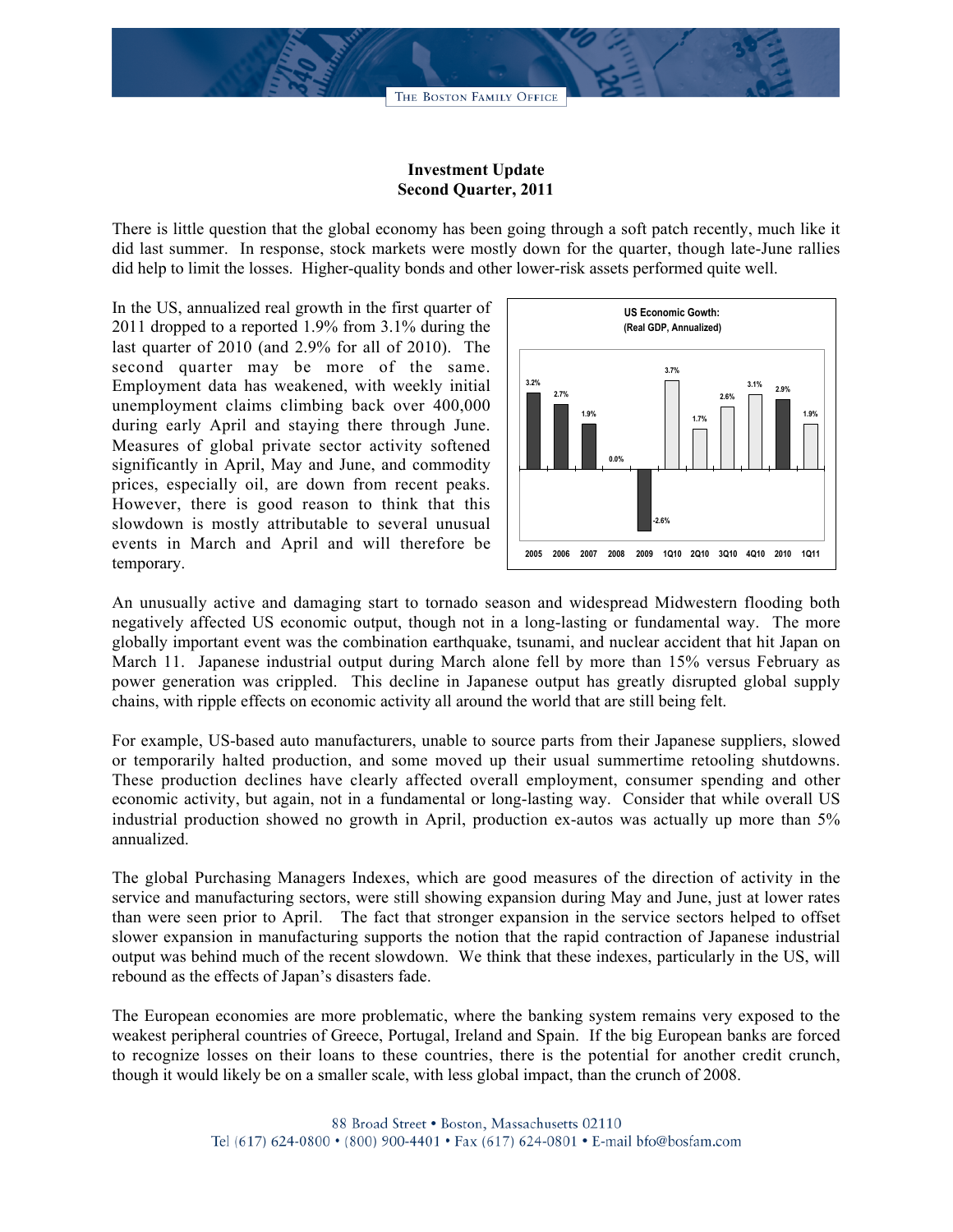**Investment Update**
**Second Quarter, 2011**

There is little question that the global economy has been going through a soft patch recently, much like it did last summer. In response, stock markets were mostly down for the quarter, though late-June rallies did help to limit the losses. Higher-quality bonds and other lower-risk assets performed quite well.

In the US, annualized real growth in the first quarter of 2011 dropped to a reported 1.9% from 3.1% during the last quarter of 2010 (and 2.9% for all of 2010). The second quarter may be more of the same. Employment data has weakened, with weekly initial unemployment claims climbing back over 400,000 during early April and staying there through June. Measures of global private sector activity softened significantly in April, May and June, and commodity prices, especially oil, are down from recent peaks. However, there is good reason to think that this slowdown is mostly attributable to several unusual events in March and April and will therefore be temporary.

**US Economic Gowth:**
**(Real GDP, Annualized)**

| 2005 | 2006 | 2007 | 2008 | 2009 | 1Q10 | 2Q10 | 3Q10 | 4Q10 | 2010 | 1Q11 |
|---|---|---|---|---|---|---|---|---|---|---|
| 3.2% | 2.7% | 1.9% | 0.0% | -2.6% | 3.7% | 1.7% | 2.6% | 3.1% | 2.9% | 1.9% |

An unusually active and damaging start to tornado season and widespread Midwestern flooding both negatively affected US economic output, though not in a long-lasting or fundamental way. The more globally important event was the combination earthquake, tsunami, and nuclear accident that hit Japan on March 11. Japanese industrial output during March alone fell by more than 15% versus February as power generation was crippled. This decline in Japanese output has greatly disrupted global supply chains, with ripple effects on economic activity all around the world that are still being felt.

For example, US-based auto manufacturers, unable to source parts from their Japanese suppliers, slowed or temporarily halted production, and some moved up their usual summertime retooling shutdowns. These production declines have clearly affected overall employment, consumer spending and other economic activity, but again, not in a fundamental or long-lasting way. Consider that while overall US industrial production showed no growth in April, production ex-autos was actually up more than 5% annualized.

The global Purchasing Managers Indexes, which are good measures of the direction of activity in the service and manufacturing sectors, were still showing expansion during May and June, just at lower rates than were seen prior to April. The fact that stronger expansion in the service sectors helped to offset slower expansion in manufacturing supports the notion that the rapid contraction of Japanese industrial output was behind much of the recent slowdown. We think that these indexes, particularly in the US, will rebound as the effects of Japan's disasters fade.

The European economies are more problematic, where the banking system remains very exposed to the weakest peripheral countries of Greece, Portugal, Ireland and Spain. If the big European banks are forced to recognize losses on their loans to these countries, there is the potential for another credit crunch, though it would likely be on a smaller scale, with less global impact, than the crunch of 2008.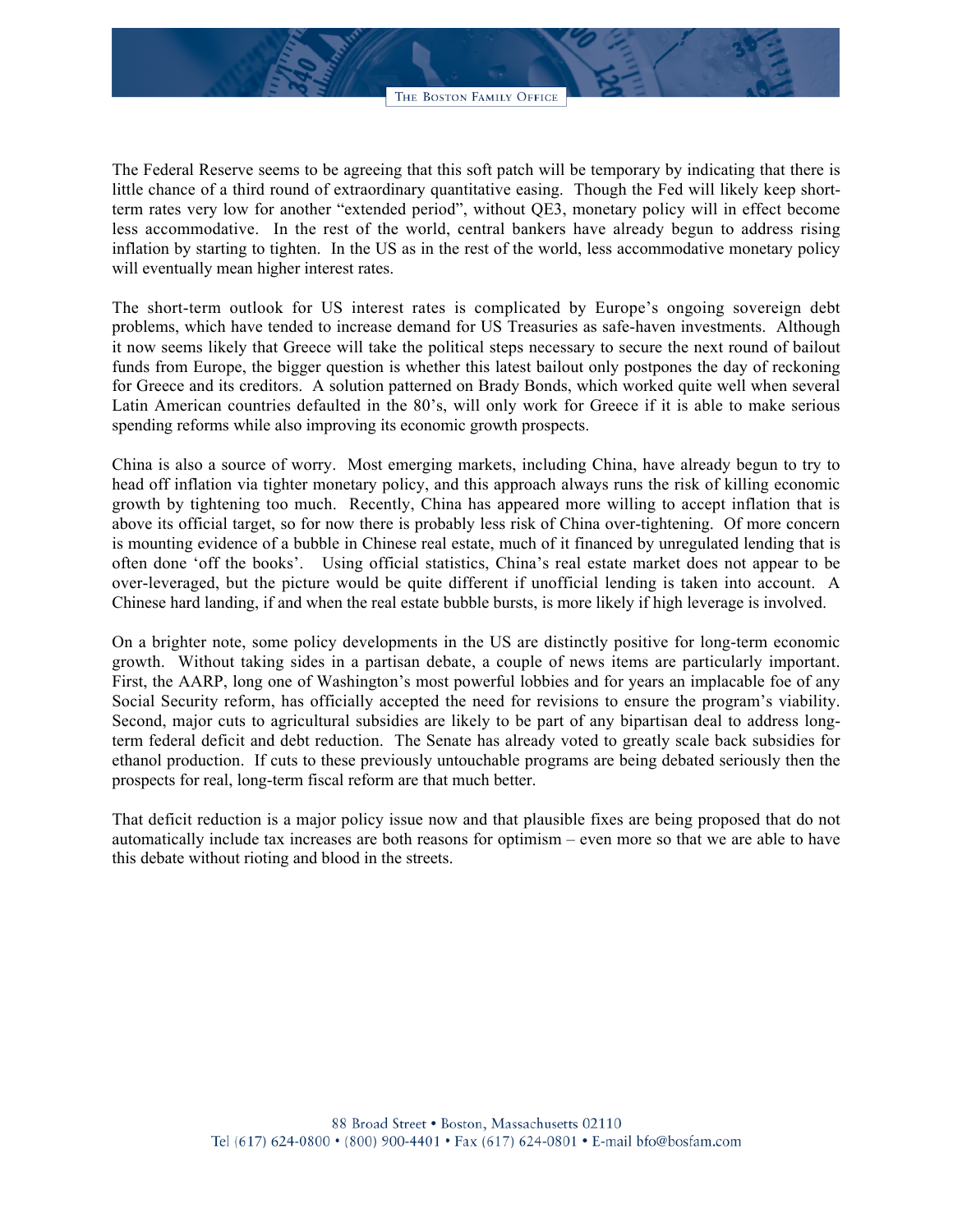The Federal Reserve seems to be agreeing that this soft patch will be temporary by indicating that there is little chance of a third round of extraordinary quantitative easing. Though the Fed will likely keep short-term rates very low for another "extended period", without QE3, monetary policy will in effect become less accommodative. In the rest of the world, central bankers have already begun to address rising inflation by starting to tighten. In the US as in the rest of the world, less accommodative monetary policy will eventually mean higher interest rates.

The short-term outlook for US interest rates is complicated by Europe's ongoing sovereign debt problems, which have tended to increase demand for US Treasuries as safe-haven investments. Although it now seems likely that Greece will take the political steps necessary to secure the next round of bailout funds from Europe, the bigger question is whether this latest bailout only postpones the day of reckoning for Greece and its creditors. A solution patterned on Brady Bonds, which worked quite well when several Latin American countries defaulted in the 80's, will only work for Greece if it is able to make serious spending reforms while also improving its economic growth prospects.

China is also a source of worry. Most emerging markets, including China, have already begun to try to head off inflation via tighter monetary policy, and this approach always runs the risk of killing economic growth by tightening too much. Recently, China has appeared more willing to accept inflation that is above its official target, so for now there is probably less risk of China over-tightening. Of more concern is mounting evidence of a bubble in Chinese real estate, much of it financed by unregulated lending that is often done 'off the books'. Using official statistics, China's real estate market does not appear to be over-leveraged, but the picture would be quite different if unofficial lending is taken into account. A Chinese hard landing, if and when the real estate bubble bursts, is more likely if high leverage is involved.

On a brighter note, some policy developments in the US are distinctly positive for long-term economic growth. Without taking sides in a partisan debate, a couple of news items are particularly important. First, the AARP, long one of Washington's most powerful lobbies and for years an implacable foe of any Social Security reform, has officially accepted the need for revisions to ensure the program's viability. Second, major cuts to agricultural subsidies are likely to be part of any bipartisan deal to address long-term federal deficit and debt reduction. The Senate has already voted to greatly scale back subsidies for ethanol production. If cuts to these previously untouchable programs are being debated seriously then the prospects for real, long-term fiscal reform are that much better.

That deficit reduction is a major policy issue now and that plausible fixes are being proposed that do not automatically include tax increases are both reasons for optimism – even more so that we are able to have this debate without rioting and blood in the streets.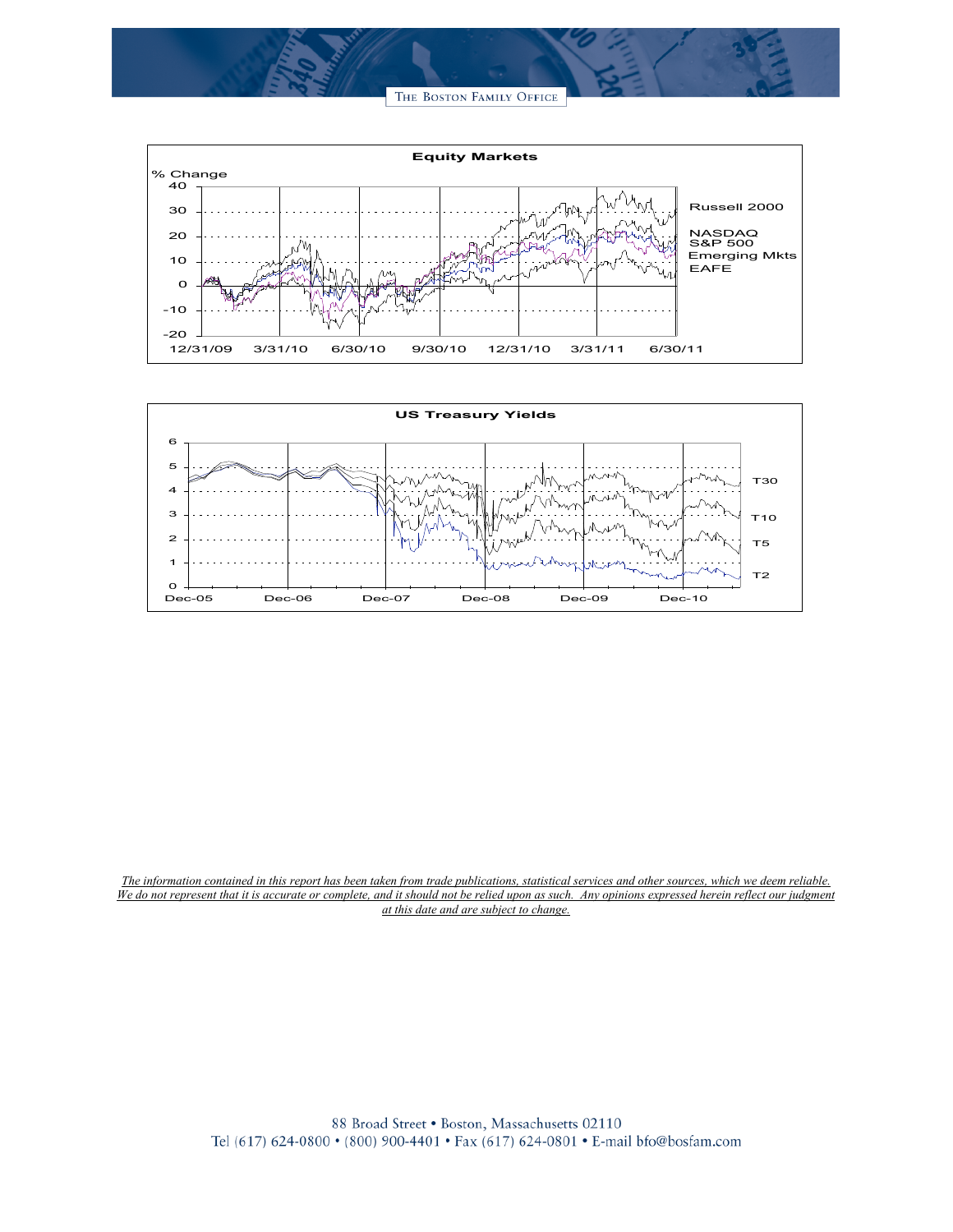Equity Markets

% Change

40
30
20
10
0
-10
-20

12/31/09 3/31/10 6/30/10 9/30/10 12/31/10 3/31/11 6/30/11

Russell 2000
NASDAQ
S&P 500
Emerging Mkts
EAFE

US Treasury Yields

6
5
4
3
2
1
0

Dec-05 Dec-06 Dec-07 Dec-08 Dec-09 Dec-10

T30
T10
T5
T2

*The information contained in this report has been taken from trade publications, statistical services and other sources, which we deem reliable. We do not represent that it is accurate or complete, and it should not be relied upon as such. Any opinions expressed herein reflect our judgment at this date and are subject to change.*